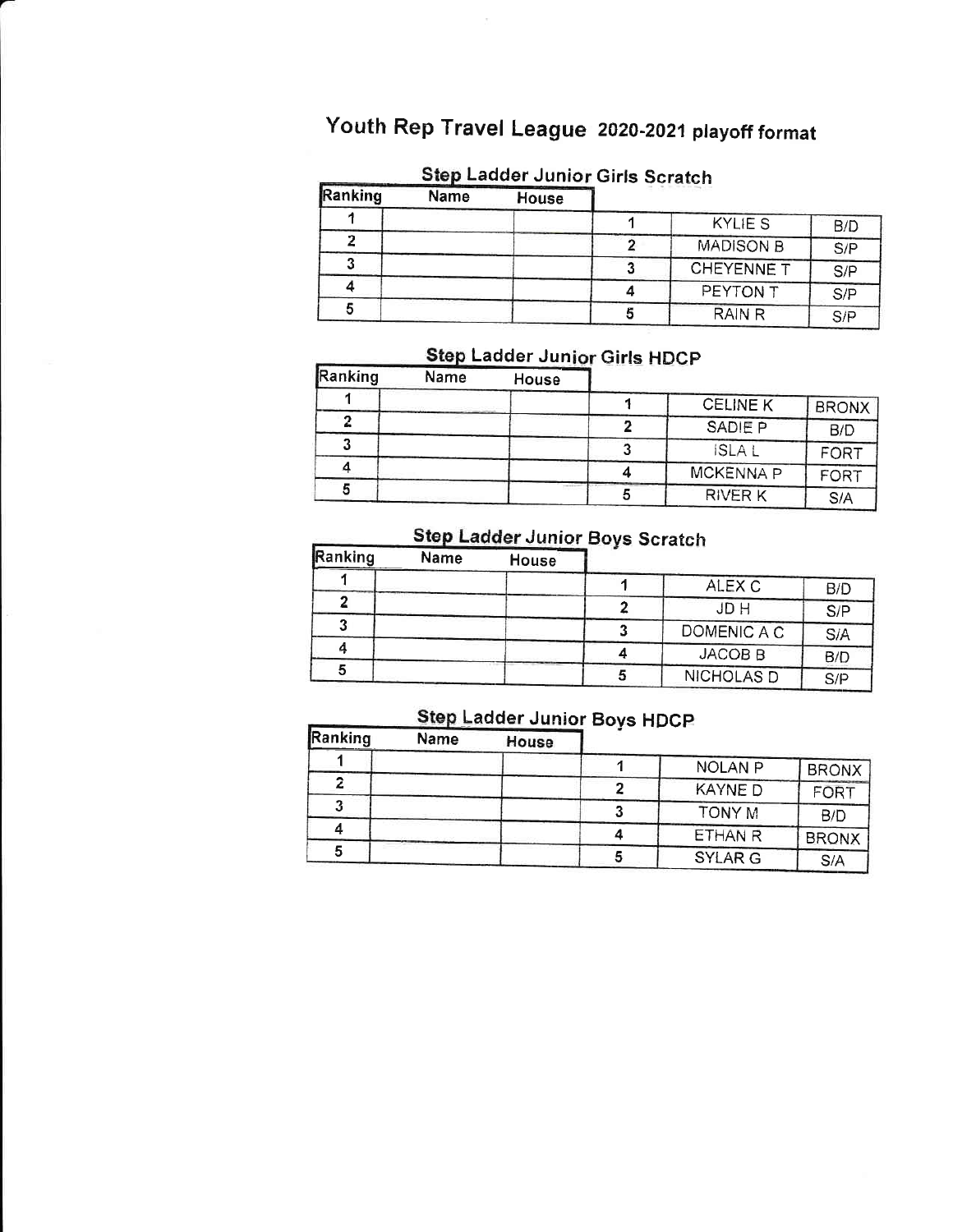# Youth Rep Travel League 2020-2021 playoff format

## Step Ladder Junior Girls Scratch

| Ranking | Name | House | | | |
|---|---|---|---|---|---|
| 1 | | | 1 | KYLIE S | B/D |
| 2 | | | 2 | MADISON B | S/P |
| 3 | | | 3 | CHEYENNE T | S/P |
| 4 | | | 4 | PEYTON T | S/P |
| 5 | | | 5 | RAIN R | S/P |

## Step Ladder Junior Girls HDCP

| Ranking | Name | House | | | |
|---|---|---|---|---|---|
| 1 | | | 1 | CELINE K | BRONX |
| 2 | | | 2 | SADIE P | B/D |
| 3 | | | 3 | ISLA L | FORT |
| 4 | | | 4 | MCKENNA P | FORT |
| 5 | | | 5 | RIVER K | S/A |

## Step Ladder Junior Boys Scratch

| Ranking | Name | House | | | |
|---|---|---|---|---|---|
| 1 | | | 1 | ALEX C | B/D |
| 2 | | | 2 | JD H | S/P |
| 3 | | | 3 | DOMENIC A C | S/A |
| 4 | | | 4 | JACOB B | B/D |
| 5 | | | 5 | NICHOLAS D | S/P |

## Step Ladder Junior Boys HDCP

| Ranking | Name | House | | | |
|---|---|---|---|---|---|
| 1 | | | 1 | NOLAN P | BRONX |
| 2 | | | 2 | KAYNE D | FORT |
| 3 | | | 3 | TONY M | B/D |
| 4 | | | 4 | ETHAN R | BRONX |
| 5 | | | 5 | SYLAR G | S/A |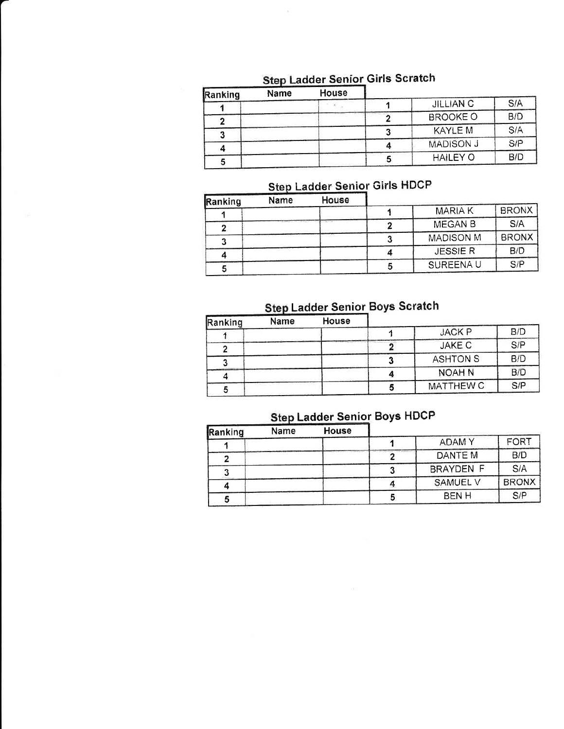## Step Ladder Senior Girls Scratch

| Ranking | Name | House | | | |
|---|---|---|---|---|---|
| 1 | | | 1 | JILLIAN C | S/A |
| 2 | | | 2 | BROOKE O | B/D |
| 3 | | | 3 | KAYLE M | S/A |
| 4 | | | 4 | MADISON J | S/P |
| 5 | | | 5 | HAILEY O | B/D |

## Step Ladder Senior Girls HDCP

| Ranking | Name | House | | | |
|---|---|---|---|---|---|
| 1 | | | 1 | MARIA K | BRONX |
| 2 | | | 2 | MEGAN B | S/A |
| 3 | | | 3 | MADISON M | BRONX |
| 4 | | | 4 | JESSIE R | B/D |
| 5 | | | 5 | SUREENA U | S/P |

## Step Ladder Senior Boys Scratch

| Ranking | Name | House | | | |
|---|---|---|---|---|---|
| 1 | | | 1 | JACK P | B/D |
| 2 | | | 2 | JAKE C | S/P |
| 3 | | | 3 | ASHTON S | B/D |
| 4 | | | 4 | NOAH N | B/D |
| 5 | | | 5 | MATTHEW C | S/P |

## Step Ladder Senior Boys HDCP

| Ranking | Name | House | | | |
|---|---|---|---|---|---|
| 1 | | | 1 | ADAM Y | FORT |
| 2 | | | 2 | DANTE M | B/D |
| 3 | | | 3 | BRAYDEN F | S/A |
| 4 | | | 4 | SAMUEL V | BRONX |
| 5 | | | 5 | BEN H | S/P |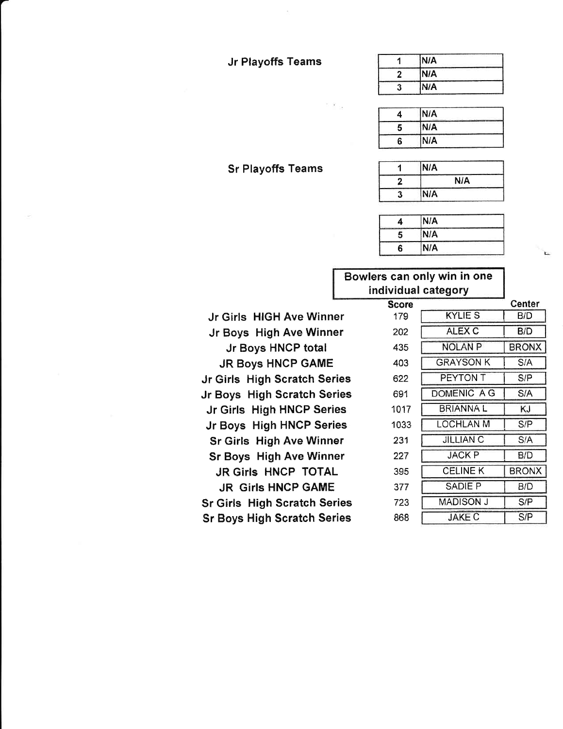**Jr Playoffs Teams**

| | |
|---|---|
| 1 | N/A |
| 2 | N/A |
| 3 | N/A |

| | |
|---|---|
| 4 | N/A |
| 5 | N/A |
| 6 | N/A |

**Sr Playoffs Teams**

| | |
|---|---|
| 1 | N/A |
| 2 | N/A |
| 3 | N/A |

| | |
|---|---|
| 4 | N/A |
| 5 | N/A |
| 6 | N/A |

**Bowlers can only win in one individual category**

| | Score | | Center |
|---|---|---|---|
| Jr Girls HIGH Ave Winner | 179 | KYLIE S | B/D |
| Jr Boys High Ave Winner | 202 | ALEX C | B/D |
| Jr Boys HNCP total | 435 | NOLAN P | BRONX |
| JR Boys HNCP GAME | 403 | GRAYSON K | S/A |
| Jr Girls High Scratch Series | 622 | PEYTON T | S/P |
| Jr Boys High Scratch Series | 691 | DOMENIC A G | S/A |
| Jr Girls High HNCP Series | 1017 | BRIANNA L | KJ |
| Jr Boys High HNCP Series | 1033 | LOCHLAN M | S/P |
| Sr Girls High Ave Winner | 231 | JILLIAN C | S/A |
| Sr Boys High Ave Winner | 227 | JACK P | B/D |
| JR Girls HNCP TOTAL | 395 | CELINE K | BRONX |
| JR Girls HNCP GAME | 377 | SADIE P | B/D |
| Sr Girls High Scratch Series | 723 | MADISON J | S/P |
| Sr Boys High Scratch Series | 868 | JAKE C | S/P |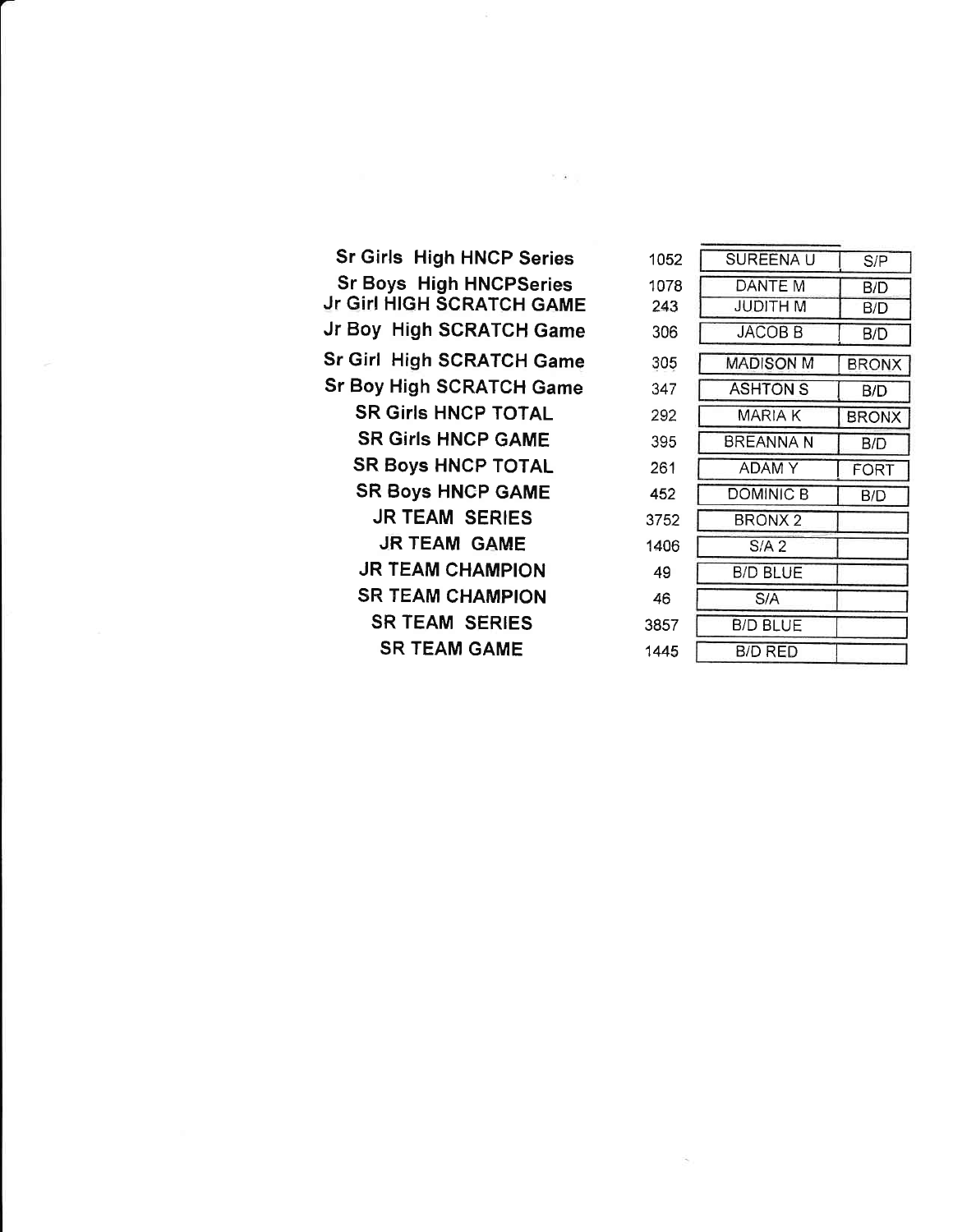| Category | Score | Name / Team | Center |
|---|---|---|---|
| Sr Girls High HNCP Series | 1052 | SUREENA U | S/P |
| Sr Boys High HNCPSeries | 1078 | DANTE M | B/D |
| Jr Girl HIGH SCRATCH GAME | 243 | JUDITH M | B/D |
| Jr Boy High SCRATCH Game | 306 | JACOB B | B/D |
| Sr Girl High SCRATCH Game | 305 | MADISON M | BRONX |
| Sr Boy High SCRATCH Game | 347 | ASHTON S | B/D |
| SR Girls HNCP TOTAL | 292 | MARIA K | BRONX |
| SR Girls HNCP GAME | 395 | BREANNA N | B/D |
| SR Boys HNCP TOTAL | 261 | ADAM Y | FORT |
| SR Boys HNCP GAME | 452 | DOMINIC B | B/D |
| JR TEAM SERIES | 3752 | BRONX 2 | |
| JR TEAM GAME | 1406 | S/A 2 | |
| JR TEAM CHAMPION | 49 | B/D BLUE | |
| SR TEAM CHAMPION | 46 | S/A | |
| SR TEAM SERIES | 3857 | B/D BLUE | |
| SR TEAM GAME | 1445 | B/D RED | |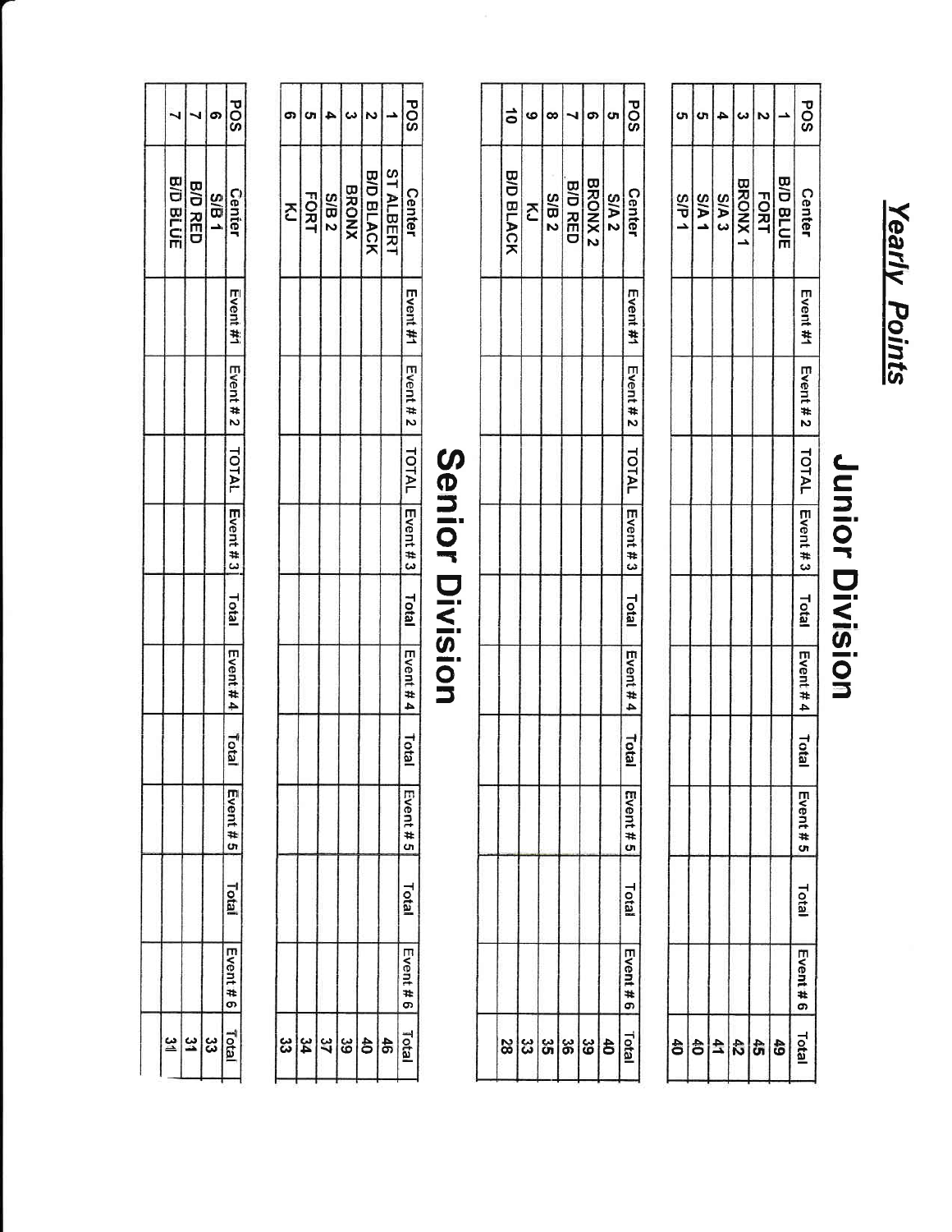# Yearly Points

## Junior Division

| POS | Center | Event #1 | Event # 2 | TOTAL | Event # 3 | Total | Event # 4 | Total | Event # 5 | Total | Event # 6 | Total |
|---|---|---|---|---|---|---|---|---|---|---|---|---|
| 1 | B/D BLUE | | | | | | | | | | | 49 |
| 2 | FORT | | | | | | | | | | | 45 |
| 3 | BRONX 1 | | | | | | | | | | | 42 |
| 4 | S/A 3 | | | | | | | | | | | 41 |
| 5 | S/A 1 | | | | | | | | | | | 40 |
| 5 | S/P 1 | | | | | | | | | | | 40 |

| POS | Center | Event #1 | Event # 2 | TOTAL | Event # 3 | Total | Event # 4 | Total | Event # 5 | Total | Event # 6 | Total |
|---|---|---|---|---|---|---|---|---|---|---|---|---|
| 5 | S/A 2 | | | | | | | | | | | 40 |
| 6 | BRONX 2 | | | | | | | | | | | 39 |
| 7 | B/D RED | | | | | | | | | | | 36 |
| 8 | S/B 2 | | | | | | | | | | | 35 |
| 9 | KJ | | | | | | | | | | | 33 |
| 10 | B/D BLACK | | | | | | | | | | | 28 |

## Senior Division

| POS | Center | Event #1 | Event # 2 | TOTAL | Event # 3 | Total | Event # 4 | Total | Event # 5 | Total | Event # 6 | Total |
|---|---|---|---|---|---|---|---|---|---|---|---|---|
| 1 | ST ALBERT | | | | | | | | | | | 46 |
| 2 | B/D BLACK | | | | | | | | | | | 40 |
| 3 | BRONX | | | | | | | | | | | 39 |
| 4 | S/B 2 | | | | | | | | | | | 37 |
| 5 | FORT | | | | | | | | | | | 34 |
| 6 | KJ | | | | | | | | | | | 33 |

| POS | Center | Event #1 | Event # 2 | TOTAL | Event # 3 | Total | Event # 4 | Total | Event # 5 | Total | Event # 6 | Total |
|---|---|---|---|---|---|---|---|---|---|---|---|---|
| 6 | S/B 1 | | | | | | | | | | | 33 |
| 7 | B/D RED | | | | | | | | | | | 31 |
| 7 | B/D BLUE | | | | | | | | | | | 31 |